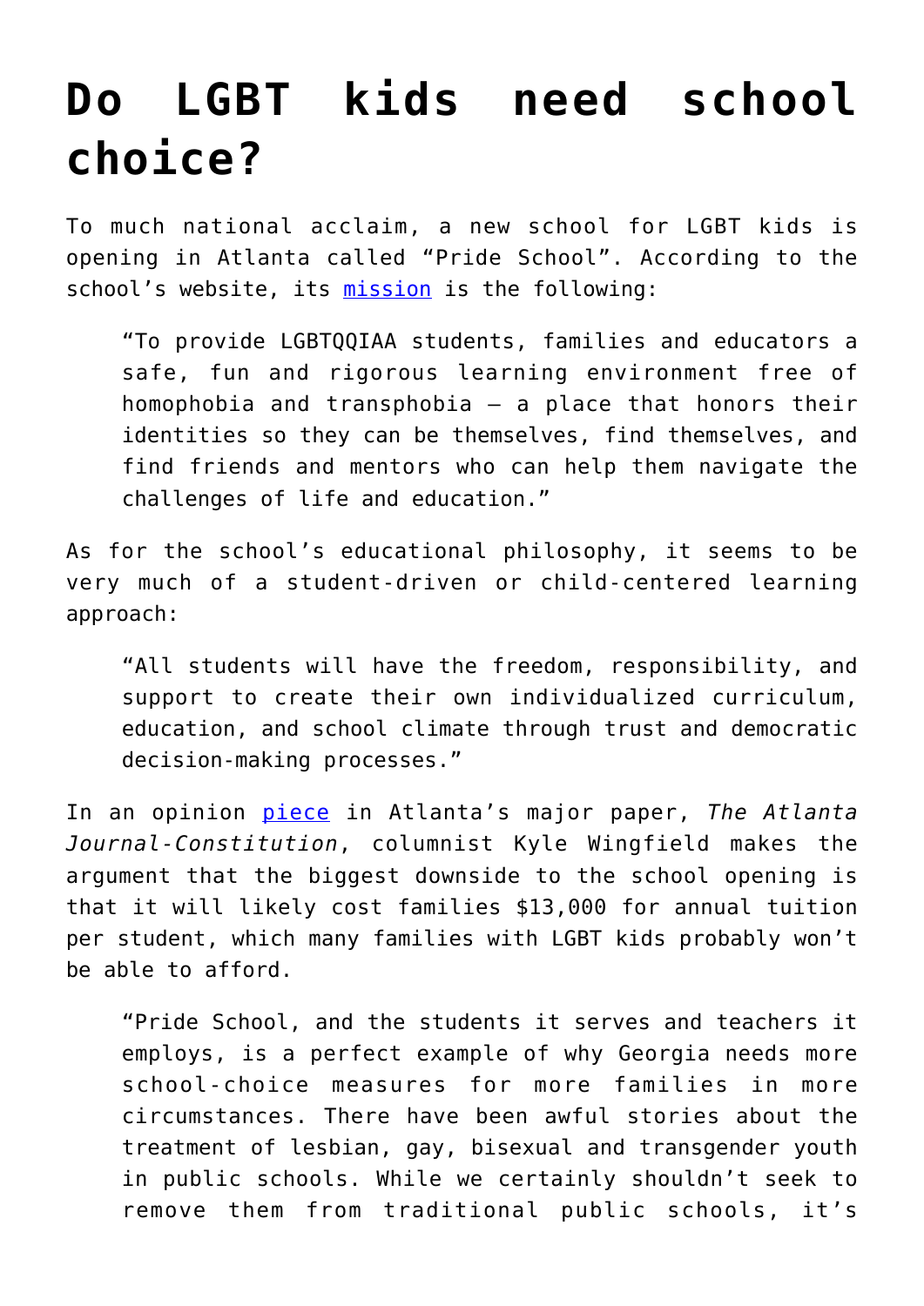# Do LGBT kids need school choice?

To much national acclaim, a new school for LGBT kids is opening in Atlanta called “Pride School”. According to the school’s website, its [mission](#) is the following:

> “To provide LGBTQQIAA students, families and educators a safe, fun and rigorous learning environment free of homophobia and transphobia – a place that honors their identities so they can be themselves, find themselves, and find friends and mentors who can help them navigate the challenges of life and education.”

As for the school’s educational philosophy, it seems to be very much of a student-driven or child-centered learning approach:

> “All students will have the freedom, responsibility, and support to create their own individualized curriculum, education, and school climate through trust and democratic decision-making processes.”

In an opinion [piece](#) in Atlanta’s major paper, *The Atlanta Journal-Constitution*, columnist Kyle Wingfield makes the argument that the biggest downside to the school opening is that it will likely cost families $13,000 for annual tuition per student, which many families with LGBT kids probably won’t be able to afford.

> “Pride School, and the students it serves and teachers it employs, is a perfect example of why Georgia needs more school-choice measures for more families in more circumstances. There have been awful stories about the treatment of lesbian, gay, bisexual and transgender youth in public schools. While we certainly shouldn’t seek to remove them from traditional public schools, it’s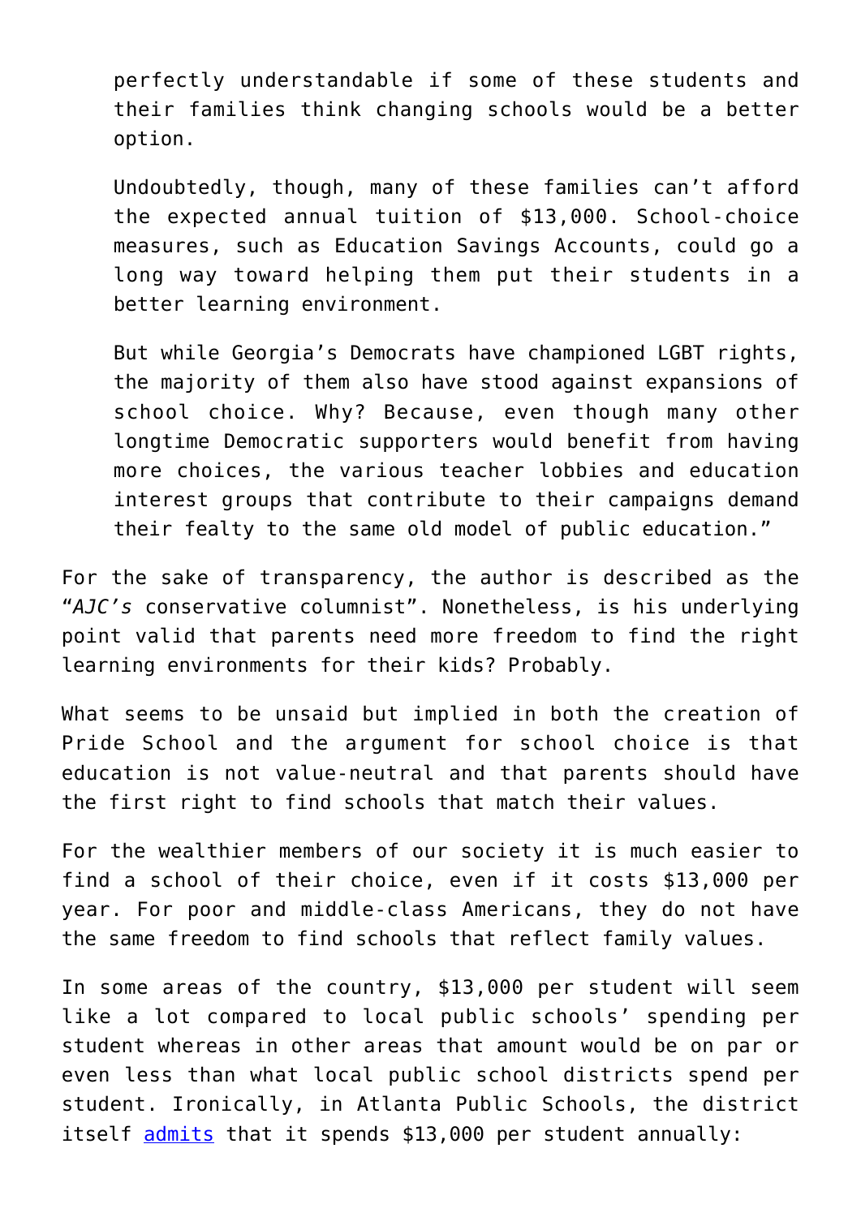> perfectly understandable if some of these students and their families think changing schools would be a better option.
>
> Undoubtedly, though, many of these families can't afford the expected annual tuition of $13,000. School-choice measures, such as Education Savings Accounts, could go a long way toward helping them put their students in a better learning environment.
>
> But while Georgia's Democrats have championed LGBT rights, the majority of them also have stood against expansions of school choice. Why? Because, even though many other longtime Democratic supporters would benefit from having more choices, the various teacher lobbies and education interest groups that contribute to their campaigns demand their fealty to the same old model of public education."

For the sake of transparency, the author is described as the "*AJC's* conservative columnist". Nonetheless, is his underlying point valid that parents need more freedom to find the right learning environments for their kids? Probably.

What seems to be unsaid but implied in both the creation of Pride School and the argument for school choice is that education is not value-neutral and that parents should have the first right to find schools that match their values.

For the wealthier members of our society it is much easier to find a school of their choice, even if it costs $13,000 per year. For poor and middle-class Americans, they do not have the same freedom to find schools that reflect family values.

In some areas of the country, $13,000 per student will seem like a lot compared to local public schools' spending per student whereas in other areas that amount would be on par or even less than what local public school districts spend per student. Ironically, in Atlanta Public Schools, the district itself admits that it spends $13,000 per student annually: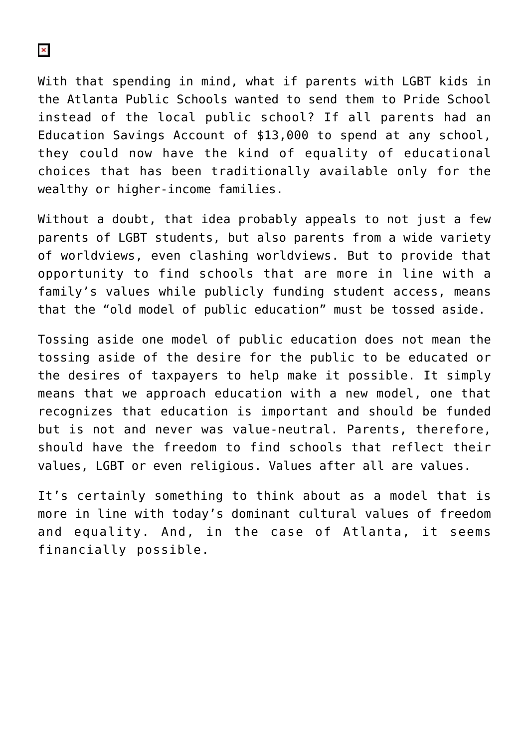With that spending in mind, what if parents with LGBT kids in the Atlanta Public Schools wanted to send them to Pride School instead of the local public school? If all parents had an Education Savings Account of $13,000 to spend at any school, they could now have the kind of equality of educational choices that has been traditionally available only for the wealthy or higher-income families.

Without a doubt, that idea probably appeals to not just a few parents of LGBT students, but also parents from a wide variety of worldviews, even clashing worldviews. But to provide that opportunity to find schools that are more in line with a family's values while publicly funding student access, means that the "old model of public education" must be tossed aside.

Tossing aside one model of public education does not mean the tossing aside of the desire for the public to be educated or the desires of taxpayers to help make it possible. It simply means that we approach education with a new model, one that recognizes that education is important and should be funded but is not and never was value-neutral. Parents, therefore, should have the freedom to find schools that reflect their values, LGBT or even religious. Values after all are values.

It's certainly something to think about as a model that is more in line with today's dominant cultural values of freedom and equality. And, in the case of Atlanta, it seems financially possible.